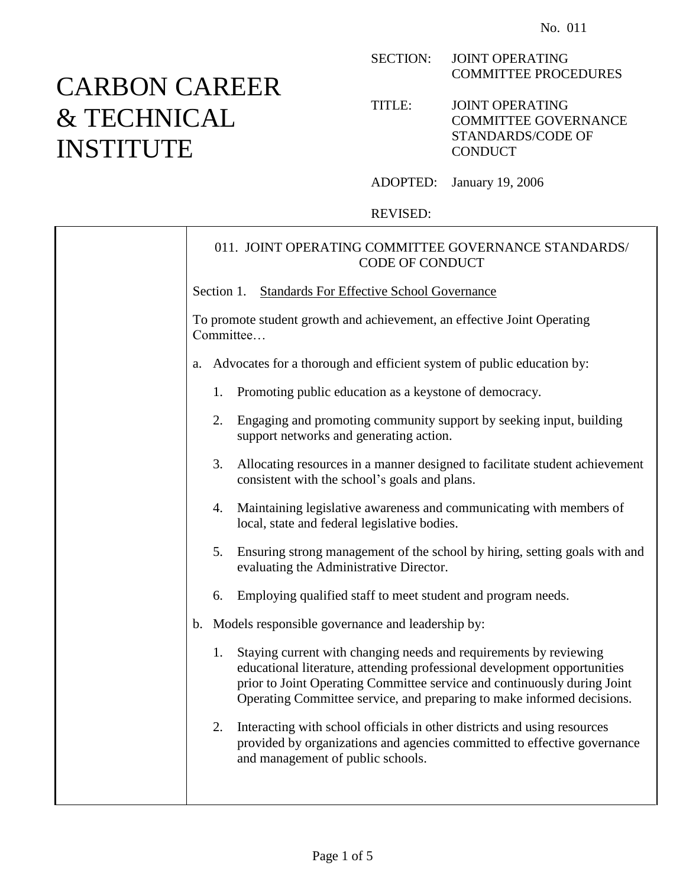No. 011

# CARBON CAREER & TECHNICAL INSTITUTE

SECTION: JOINT OPERATING COMMITTEE PROCEDURES

TITLE: JOINT OPERATING COMMITTEE GOVERNANCE STANDARDS/CODE OF CONDUCT

ADOPTED: January 19, 2006

REVISED:

## 011. JOINT OPERATING COMMITTEE GOVERNANCE STANDARDS/ CODE OF CONDUCT

Section 1. Standards For Effective School Governance

To promote student growth and achievement, an effective Joint Operating Committee…

a. Advocates for a thorough and efficient system of public education by:

1. Promoting public education as a keystone of democracy.

2. Engaging and promoting community support by seeking input, building support networks and generating action.

3. Allocating resources in a manner designed to facilitate student achievement consistent with the school's goals and plans.

4. Maintaining legislative awareness and communicating with members of local, state and federal legislative bodies.

5. Ensuring strong management of the school by hiring, setting goals with and evaluating the Administrative Director.

6. Employing qualified staff to meet student and program needs.

b. Models responsible governance and leadership by:

1. Staying current with changing needs and requirements by reviewing educational literature, attending professional development opportunities prior to Joint Operating Committee service and continuously during Joint Operating Committee service, and preparing to make informed decisions.

2. Interacting with school officials in other districts and using resources provided by organizations and agencies committed to effective governance and management of public schools.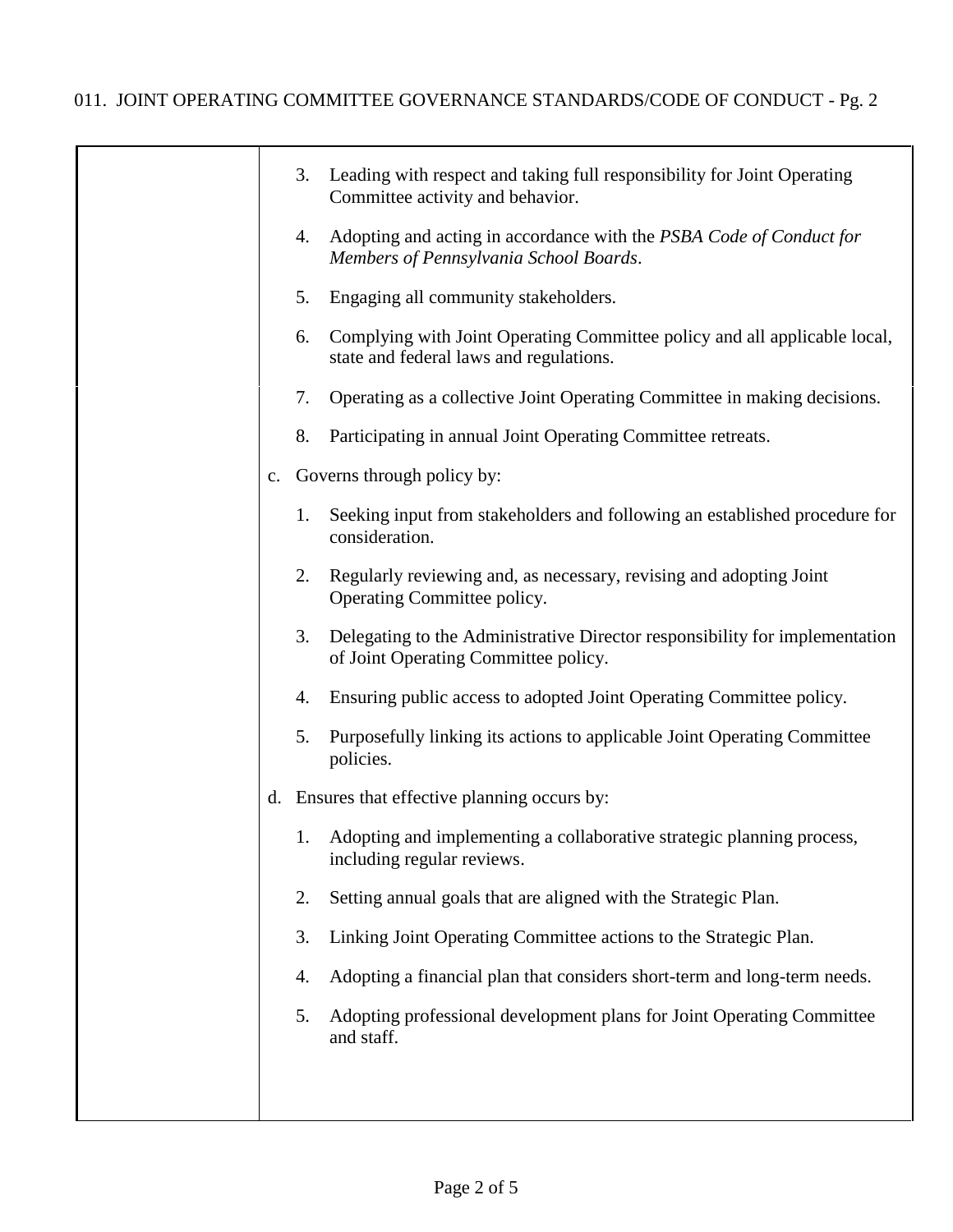3. Leading with respect and taking full responsibility for Joint Operating Committee activity and behavior.

4. Adopting and acting in accordance with the *PSBA Code of Conduct for Members of Pennsylvania School Boards*.

5. Engaging all community stakeholders.

6. Complying with Joint Operating Committee policy and all applicable local, state and federal laws and regulations.

7. Operating as a collective Joint Operating Committee in making decisions.

8. Participating in annual Joint Operating Committee retreats.

c. Governs through policy by:

1. Seeking input from stakeholders and following an established procedure for consideration.

2. Regularly reviewing and, as necessary, revising and adopting Joint Operating Committee policy.

3. Delegating to the Administrative Director responsibility for implementation of Joint Operating Committee policy.

4. Ensuring public access to adopted Joint Operating Committee policy.

5. Purposefully linking its actions to applicable Joint Operating Committee policies.

d. Ensures that effective planning occurs by:

1. Adopting and implementing a collaborative strategic planning process, including regular reviews.

2. Setting annual goals that are aligned with the Strategic Plan.

3. Linking Joint Operating Committee actions to the Strategic Plan.

4. Adopting a financial plan that considers short-term and long-term needs.

5. Adopting professional development plans for Joint Operating Committee and staff.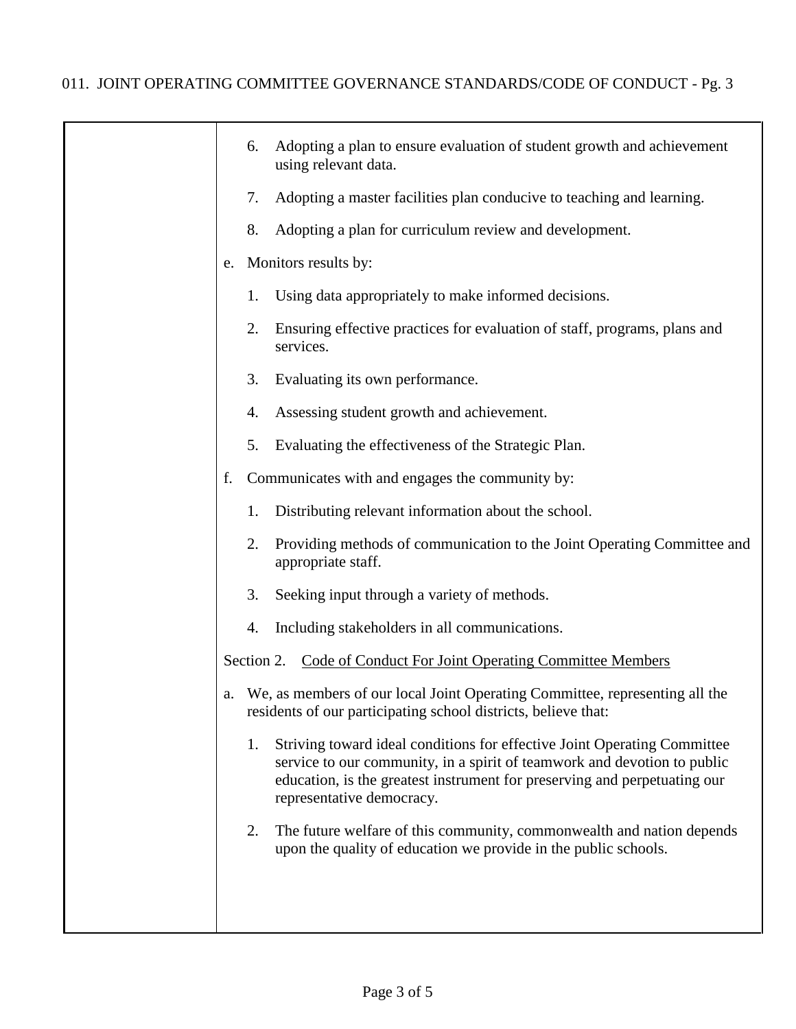6. Adopting a plan to ensure evaluation of student growth and achievement using relevant data.

7. Adopting a master facilities plan conducive to teaching and learning.

8. Adopting a plan for curriculum review and development.

e. Monitors results by:

   1. Using data appropriately to make informed decisions.

   2. Ensuring effective practices for evaluation of staff, programs, plans and services.

   3. Evaluating its own performance.

   4. Assessing student growth and achievement.

   5. Evaluating the effectiveness of the Strategic Plan.

f. Communicates with and engages the community by:

   1. Distributing relevant information about the school.

   2. Providing methods of communication to the Joint Operating Committee and appropriate staff.

   3. Seeking input through a variety of methods.

   4. Including stakeholders in all communications.

Section 2. <u>Code of Conduct For Joint Operating Committee Members</u>

a. We, as members of our local Joint Operating Committee, representing all the residents of our participating school districts, believe that:

   1. Striving toward ideal conditions for effective Joint Operating Committee service to our community, in a spirit of teamwork and devotion to public education, is the greatest instrument for preserving and perpetuating our representative democracy.

   2. The future welfare of this community, commonwealth and nation depends upon the quality of education we provide in the public schools.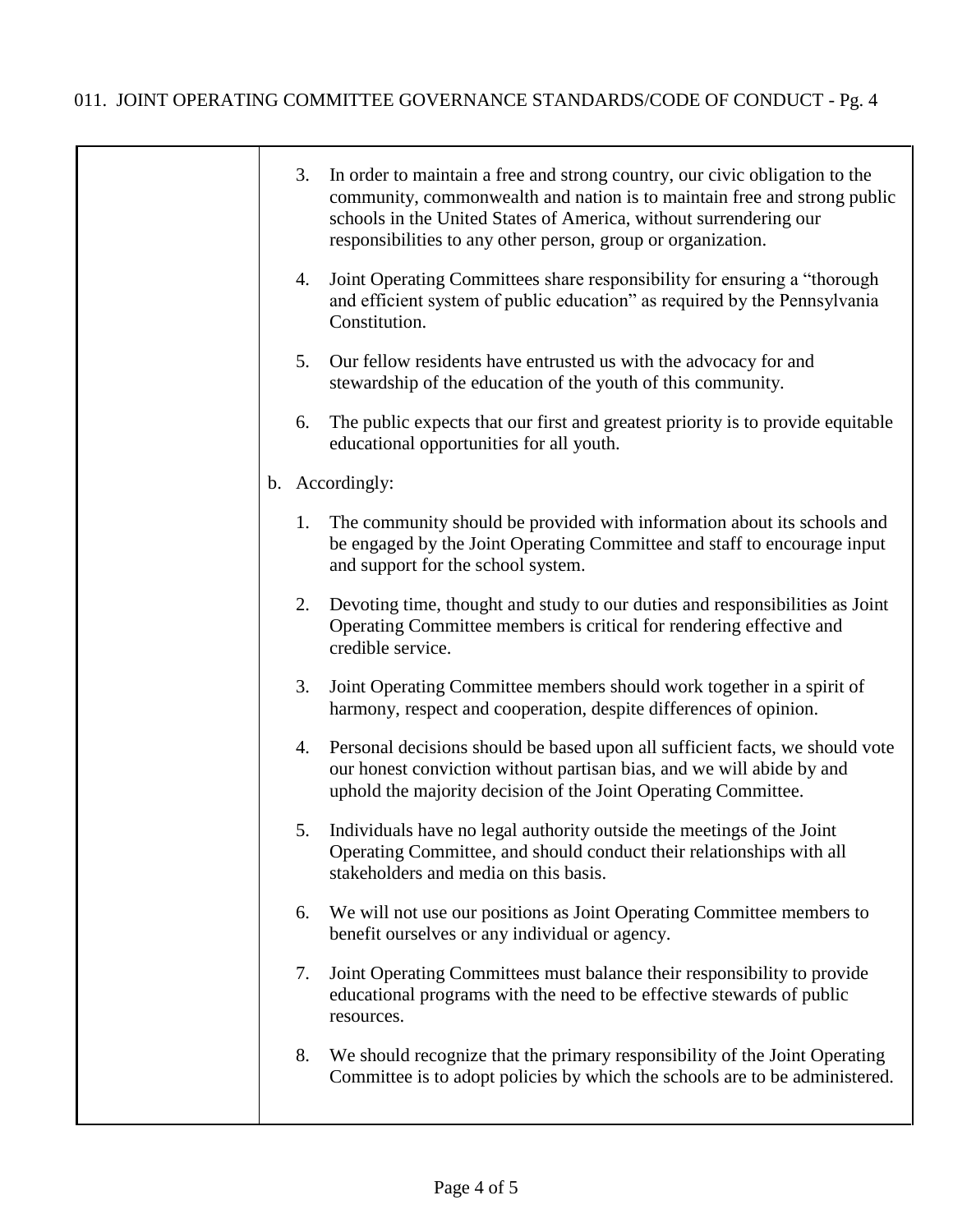3. In order to maintain a free and strong country, our civic obligation to the community, commonwealth and nation is to maintain free and strong public schools in the United States of America, without surrendering our responsibilities to any other person, group or organization.

4. Joint Operating Committees share responsibility for ensuring a "thorough and efficient system of public education" as required by the Pennsylvania Constitution.

5. Our fellow residents have entrusted us with the advocacy for and stewardship of the education of the youth of this community.

6. The public expects that our first and greatest priority is to provide equitable educational opportunities for all youth.

b. Accordingly:

1. The community should be provided with information about its schools and be engaged by the Joint Operating Committee and staff to encourage input and support for the school system.

2. Devoting time, thought and study to our duties and responsibilities as Joint Operating Committee members is critical for rendering effective and credible service.

3. Joint Operating Committee members should work together in a spirit of harmony, respect and cooperation, despite differences of opinion.

4. Personal decisions should be based upon all sufficient facts, we should vote our honest conviction without partisan bias, and we will abide by and uphold the majority decision of the Joint Operating Committee.

5. Individuals have no legal authority outside the meetings of the Joint Operating Committee, and should conduct their relationships with all stakeholders and media on this basis.

6. We will not use our positions as Joint Operating Committee members to benefit ourselves or any individual or agency.

7. Joint Operating Committees must balance their responsibility to provide educational programs with the need to be effective stewards of public resources.

8. We should recognize that the primary responsibility of the Joint Operating Committee is to adopt policies by which the schools are to be administered.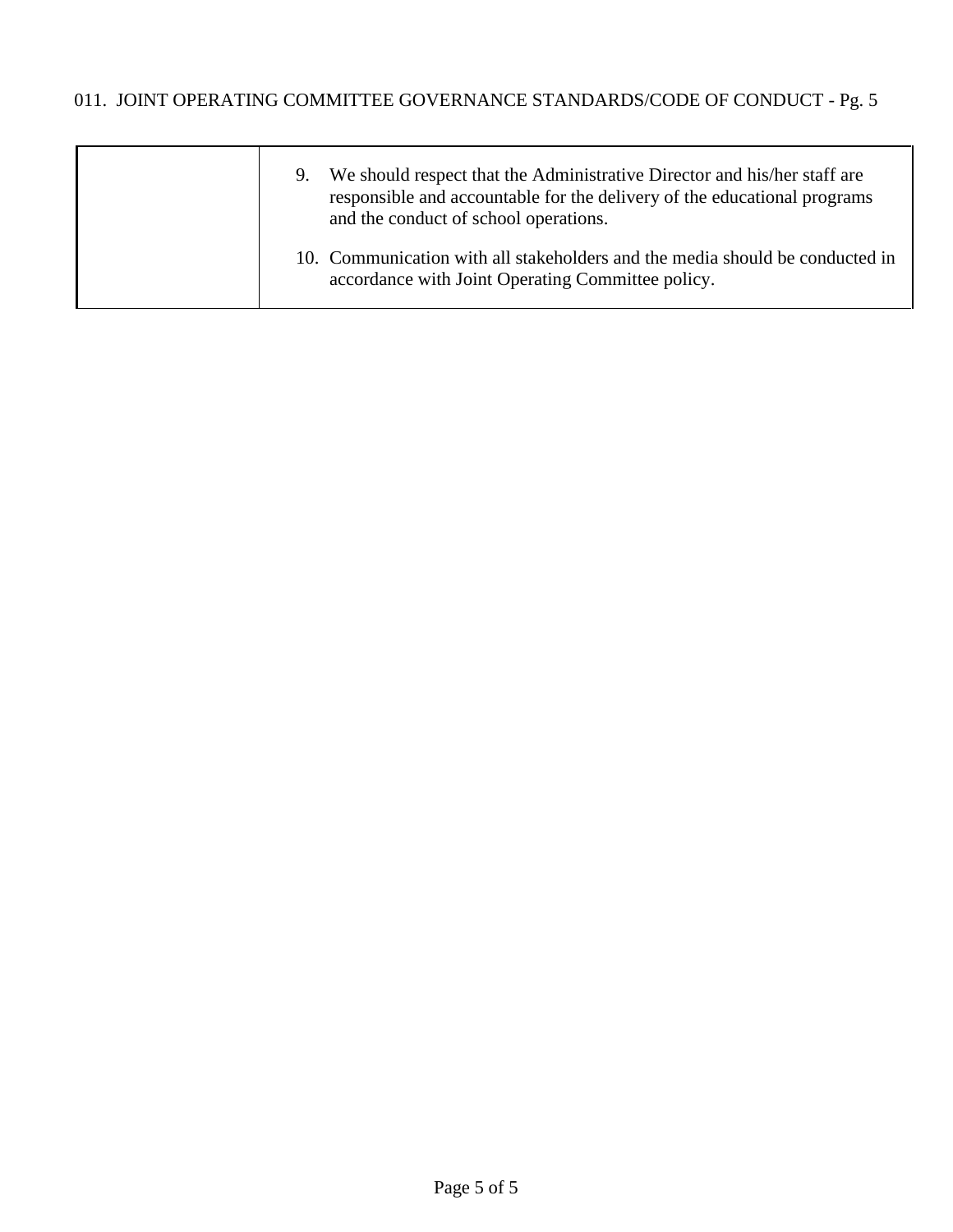| | |
|---|---|
| | 9. We should respect that the Administrative Director and his/her staff are responsible and accountable for the delivery of the educational programs and the conduct of school operations.<br><br>10. Communication with all stakeholders and the media should be conducted in accordance with Joint Operating Committee policy. |